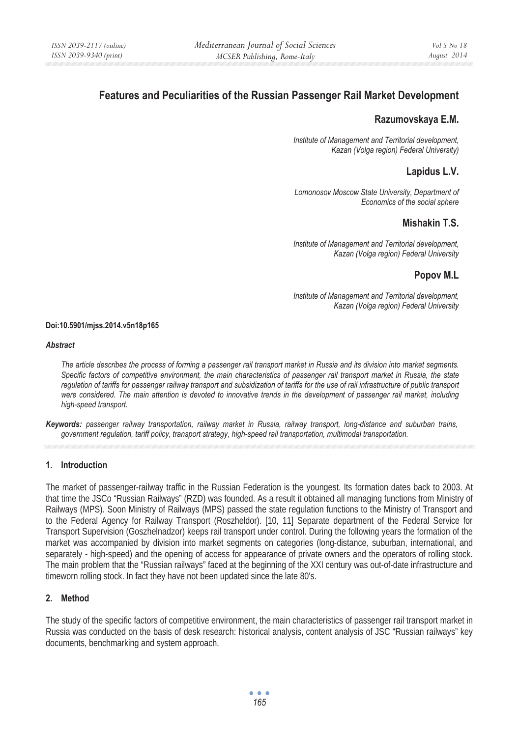# Features and Peculiarities of the Russian Passenger Rail Market Development

**Razumovskaya E.M.**

*Institute of Management and Territorial development, Kazan (Volga region) Federal University)*

**Lapidus L.V.**

*Lomonosov Moscow State University, Department of Economics of the social sphere*

**Mishakin T.S.**

*Institute of Management and Territorial development, Kazan (Volga region) Federal University*

**Popov M.L**

*Institute of Management and Territorial development, Kazan (Volga region) Federal University*

**Doi:10.5901/mjss.2014.v5n18p165**

***Abstract***

*The article describes the process of forming a passenger rail transport market in Russia and its division into market segments. Specific factors of competitive environment, the main characteristics of passenger rail transport market in Russia, the state regulation of tariffs for passenger railway transport and subsidization of tariffs for the use of rail infrastructure of public transport were considered. The main attention is devoted to innovative trends in the development of passenger rail market, including high-speed transport.*

***Keywords:*** *passenger railway transportation, railway market in Russia, railway transport, long-distance and suburban trains, government regulation, tariff policy, transport strategy, high-speed rail transportation, multimodal transportation.*

## 1. Introduction

The market of passenger-railway traffic in the Russian Federation is the youngest. Its formation dates back to 2003. At that time the JSCo "Russian Railways" (RZD) was founded. As a result it obtained all managing functions from Ministry of Railways (MPS). Soon Ministry of Railways (MPS) passed the state regulation functions to the Ministry of Transport and to the Federal Agency for Railway Transport (Roszheldor). [10, 11] Separate department of the Federal Service for Transport Supervision (Goszhelnadzor) keeps rail transport under control. During the following years the formation of the market was accompanied by division into market segments on categories (long-distance, suburban, international, and separately - high-speed) and the opening of access for appearance of private owners and the operators of rolling stock. The main problem that the "Russian railways" faced at the beginning of the XXI century was out-of-date infrastructure and timeworn rolling stock. In fact they have not been updated since the late 80's.

## 2. Method

The study of the specific factors of competitive environment, the main characteristics of passenger rail transport market in Russia was conducted on the basis of desk research: historical analysis, content analysis of JSC "Russian railways" key documents, benchmarking and system approach.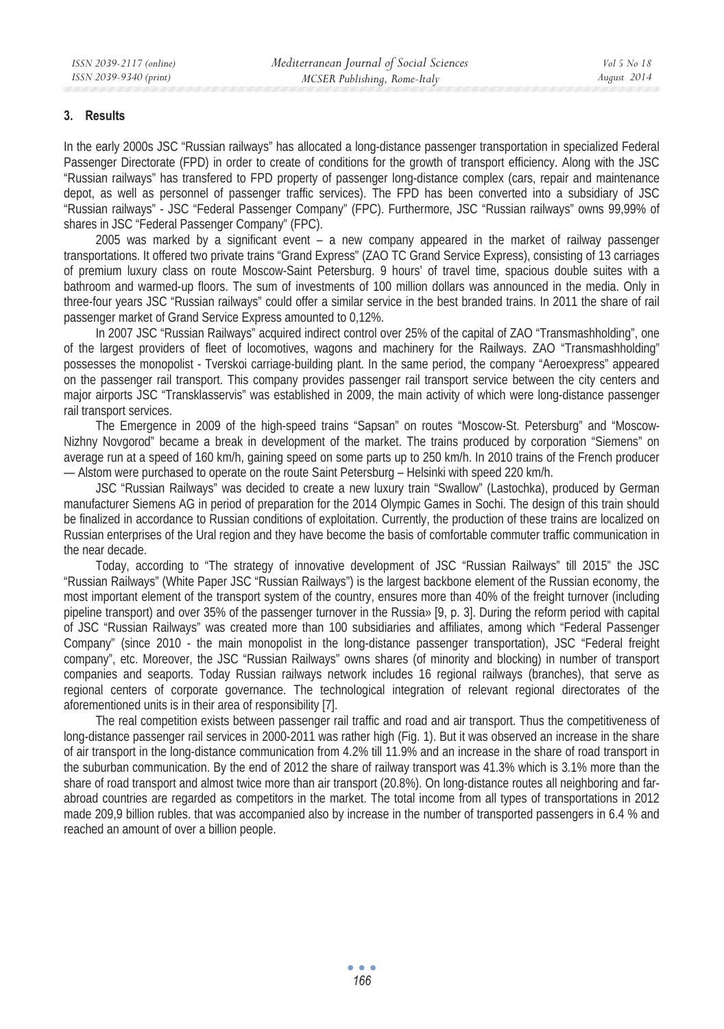## 3. Results

In the early 2000s JSC "Russian railways" has allocated a long-distance passenger transportation in specialized Federal Passenger Directorate (FPD) in order to create of conditions for the growth of transport efficiency. Along with the JSC "Russian railways" has transfered to FPD property of passenger long-distance complex (cars, repair and maintenance depot, as well as personnel of passenger traffic services). The FPD has been converted into a subsidiary of JSC "Russian railways" - JSC "Federal Passenger Company" (FPC). Furthermore, JSC "Russian railways" owns 99,99% of shares in JSC "Federal Passenger Company" (FPC).

2005 was marked by a significant event – a new company appeared in the market of railway passenger transportations. It offered two private trains "Grand Express" (ZAO TC Grand Service Express), consisting of 13 carriages of premium luxury class on route Moscow-Saint Petersburg. 9 hours' of travel time, spacious double suites with a bathroom and warmed-up floors. The sum of investments of 100 million dollars was announced in the media. Only in three-four years JSC "Russian railways" could offer a similar service in the best branded trains. In 2011 the share of rail passenger market of Grand Service Express amounted to 0,12%.

In 2007 JSC "Russian Railways" acquired indirect control over 25% of the capital of ZAO "Transmashholding", one of the largest providers of fleet of locomotives, wagons and machinery for the Railways. ZAO "Transmashholding" possesses the monopolist - Tverskoi carriage-building plant. In the same period, the company "Aeroexpress" appeared on the passenger rail transport. This company provides passenger rail transport service between the city centers and major airports JSC "Transklasservis" was established in 2009, the main activity of which were long-distance passenger rail transport services.

The Emergence in 2009 of the high-speed trains "Sapsan" on routes "Moscow-St. Petersburg" and "Moscow-Nizhny Novgorod" became a break in development of the market. The trains produced by corporation "Siemens" on average run at a speed of 160 km/h, gaining speed on some parts up to 250 km/h. In 2010 trains of the French producer — Alstom were purchased to operate on the route Saint Petersburg – Helsinki with speed 220 km/h.

JSC "Russian Railways" was decided to create a new luxury train "Swallow" (Lastochka), produced by German manufacturer Siemens AG in period of preparation for the 2014 Olympic Games in Sochi. The design of this train should be finalized in accordance to Russian conditions of exploitation. Currently, the production of these trains are localized on Russian enterprises of the Ural region and they have become the basis of comfortable commuter traffic communication in the near decade.

Today, according to "The strategy of innovative development of JSC "Russian Railways" till 2015" the JSC "Russian Railways" (White Paper JSC "Russian Railways") is the largest backbone element of the Russian economy, the most important element of the transport system of the country, ensures more than 40% of the freight turnover (including pipeline transport) and over 35% of the passenger turnover in the Russia» [9, p. 3]. During the reform period with capital of JSC "Russian Railways" was created more than 100 subsidiaries and affiliates, among which "Federal Passenger Company" (since 2010 - the main monopolist in the long-distance passenger transportation), JSC "Federal freight company", etc. Moreover, the JSC "Russian Railways" owns shares (of minority and blocking) in number of transport companies and seaports. Today Russian railways network includes 16 regional railways (branches), that serve as regional centers of corporate governance. The technological integration of relevant regional directorates of the aforementioned units is in their area of responsibility [7].

The real competition exists between passenger rail traffic and road and air transport. Thus the competitiveness of long-distance passenger rail services in 2000-2011 was rather high (Fig. 1). But it was observed an increase in the share of air transport in the long-distance communication from 4.2% till 11.9% and an increase in the share of road transport in the suburban communication. By the end of 2012 the share of railway transport was 41.3% which is 3.1% more than the share of road transport and almost twice more than air transport (20.8%). On long-distance routes all neighboring and far-abroad countries are regarded as competitors in the market. The total income from all types of transportations in 2012 made 209,9 billion rubles. that was accompanied also by increase in the number of transported passengers in 6.4 % and reached an amount of over a billion people.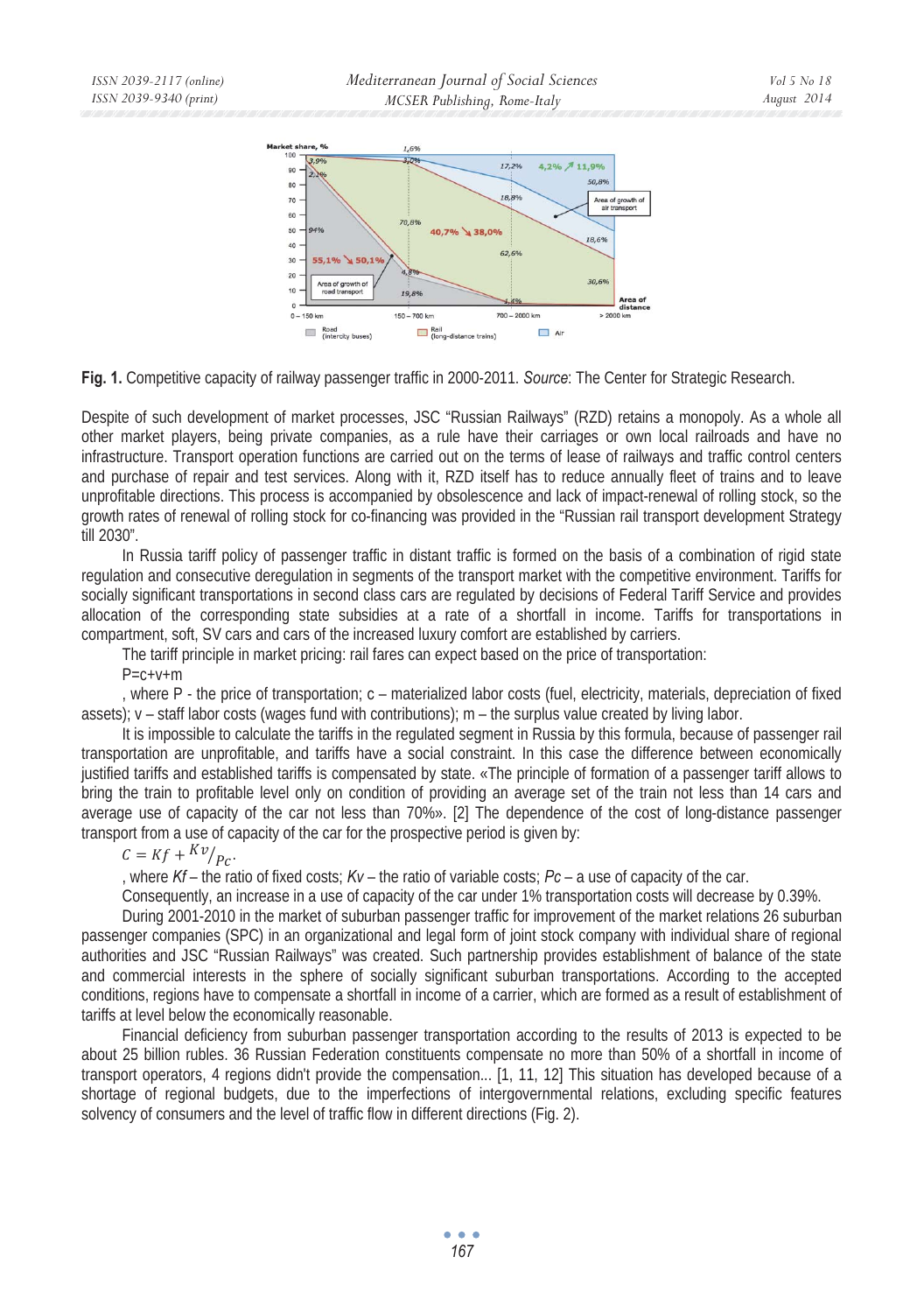Market share, %
100
90
80
70
60
50
40
30
20
10
0
3,9%
2,1%
94%
55,1% ↘ 50,1%
Area of growth of road transport
1,6%
3,0%
70,8%
4,8%
19,8%
40,7% ↘ 38,0%
17,2%
18,8%
62,6%
1,4%
4,2% ↗ 11,9%
50,8%
Area of growth of air transport
18,6%
30,6%
Area of distance
0 – 150 km
150 – 700 km
700 – 2000 km
> 2000 km
Road (intercity buses)
Rail (long-distance trains)
Air

**Fig. 1.** Competitive capacity of railway passenger traffic in 2000-2011. *Source*: The Center for Strategic Research.

Despite of such development of market processes, JSC "Russian Railways" (RZD) retains a monopoly. As a whole all other market players, being private companies, as a rule have their carriages or own local railroads and have no infrastructure. Transport operation functions are carried out on the terms of lease of railways and traffic control centers and purchase of repair and test services. Along with it, RZD itself has to reduce annually fleet of trains and to leave unprofitable directions. This process is accompanied by obsolescence and lack of impact-renewal of rolling stock, so the growth rates of renewal of rolling stock for co-financing was provided in the "Russian rail transport development Strategy till 2030".

In Russia tariff policy of passenger traffic in distant traffic is formed on the basis of a combination of rigid state regulation and consecutive deregulation in segments of the transport market with the competitive environment. Tariffs for socially significant transportations in second class cars are regulated by decisions of Federal Tariff Service and provides allocation of the corresponding state subsidies at a rate of a shortfall in income. Tariffs for transportations in compartment, soft, SV cars and cars of the increased luxury comfort are established by carriers.

The tariff principle in market pricing: rail fares can expect based on the price of transportation:

$P = c + v + m$

, where P - the price of transportation; c – materialized labor costs (fuel, electricity, materials, depreciation of fixed assets); v – staff labor costs (wages fund with contributions); m – the surplus value created by living labor.

It is impossible to calculate the tariffs in the regulated segment in Russia by this formula, because of passenger rail transportation are unprofitable, and tariffs have a social constraint. In this case the difference between economically justified tariffs and established tariffs is compensated by state. «The principle of formation of a passenger tariff allows to bring the train to profitable level only on condition of providing an average set of the train not less than 14 cars and average use of capacity of the car not less than 70%». [2] The dependence of the cost of long-distance passenger transport from a use of capacity of the car for the prospective period is given by:

$C = Kf + {}^{Kv}/_{Pc}.$

, where *Kf* – the ratio of fixed costs; *Kv* – the ratio of variable costs; *Pc* – a use of capacity of the car.

Consequently, an increase in a use of capacity of the car under 1% transportation costs will decrease by 0.39%.

During 2001-2010 in the market of suburban passenger traffic for improvement of the market relations 26 suburban passenger companies (SPC) in an organizational and legal form of joint stock company with individual share of regional authorities and JSC "Russian Railways" was created. Such partnership provides establishment of balance of the state and commercial interests in the sphere of socially significant suburban transportations. According to the accepted conditions, regions have to compensate a shortfall in income of a carrier, which are formed as a result of establishment of tariffs at level below the economically reasonable.

Financial deficiency from suburban passenger transportation according to the results of 2013 is expected to be about 25 billion rubles. 36 Russian Federation constituents compensate no more than 50% of a shortfall in income of transport operators, 4 regions didn't provide the compensation... [1, 11, 12] This situation has developed because of a shortage of regional budgets, due to the imperfections of intergovernmental relations, excluding specific features solvency of consumers and the level of traffic flow in different directions (Fig. 2).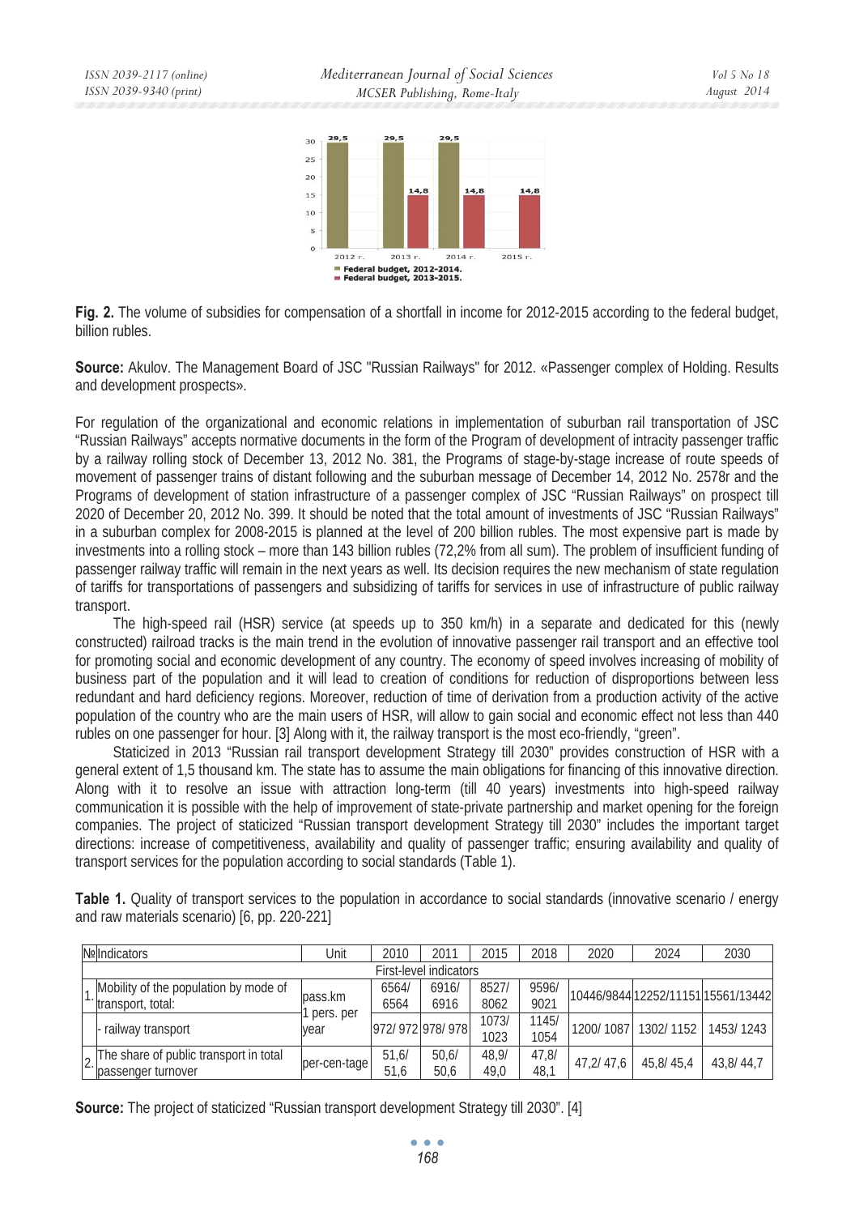**Fig. 2.** The volume of subsidies for compensation of a shortfall in income for 2012-2015 according to the federal budget, billion rubles.

**Source:** Akulov. The Management Board of JSC "Russian Railways" for 2012. «Passenger complex of Holding. Results and development prospects».

For regulation of the organizational and economic relations in implementation of suburban rail transportation of JSC "Russian Railways" accepts normative documents in the form of the Program of development of intracity passenger traffic by a railway rolling stock of December 13, 2012 No. 381, the Programs of stage-by-stage increase of route speeds of movement of passenger trains of distant following and the suburban message of December 14, 2012 No. 2578r and the Programs of development of station infrastructure of a passenger complex of JSC "Russian Railways" on prospect till 2020 of December 20, 2012 No. 399. It should be noted that the total amount of investments of JSC "Russian Railways" in a suburban complex for 2008-2015 is planned at the level of 200 billion rubles. The most expensive part is made by investments into a rolling stock – more than 143 billion rubles (72,2% from all sum). The problem of insufficient funding of passenger railway traffic will remain in the next years as well. Its decision requires the new mechanism of state regulation of tariffs for transportations of passengers and subsidizing of tariffs for services in use of infrastructure of public railway transport.

The high-speed rail (HSR) service (at speeds up to 350 km/h) in a separate and dedicated for this (newly constructed) railroad tracks is the main trend in the evolution of innovative passenger rail transport and an effective tool for promoting social and economic development of any country. The economy of speed involves increasing of mobility of business part of the population and it will lead to creation of conditions for reduction of disproportions between less redundant and hard deficiency regions. Moreover, reduction of time of derivation from a production activity of the active population of the country who are the main users of HSR, will allow to gain social and economic effect not less than 440 rubles on one passenger for hour. [3] Along with it, the railway transport is the most eco-friendly, "green".

Staticized in 2013 "Russian rail transport development Strategy till 2030" provides construction of HSR with a general extent of 1,5 thousand km. The state has to assume the main obligations for financing of this innovative direction. Along with it to resolve an issue with attraction long-term (till 40 years) investments into high-speed railway communication it is possible with the help of improvement of state-private partnership and market opening for the foreign companies. The project of staticized "Russian transport development Strategy till 2030" includes the important target directions: increase of competitiveness, availability and quality of passenger traffic; ensuring availability and quality of transport services for the population according to social standards (Table 1).

**Table 1.** Quality of transport services to the population in accordance to social standards (innovative scenario / energy and raw materials scenario) [6, pp. 220-221]

| № | Indicators | Unit | 2010 | 2011 | 2015 | 2018 | 2020 | 2024 | 2030 |
|---|---|---|---|---|---|---|---|---|---|
| First-level indicators | | | | | | | | | |
| 1. | Mobility of the population by mode of transport, total: | pass.km 1 pers. per year | 6564/ 6564 | 6916/ 6916 | 8527/ 8062 | 9596/ 9021 | 10446/9844 | 12252/11151 | 15561/13442 |
| | - railway transport | | 972/ 972 | 978/ 978 | 1073/ 1023 | 1145/ 1054 | 1200/ 1087 | 1302/ 1152 | 1453/ 1243 |
| 2. | The share of public transport in total passenger turnover | per-cen-tage | 51,6/ 51,6 | 50,6/ 50,6 | 48,9/ 49,0 | 47,8/ 48,1 | 47,2/ 47,6 | 45,8/ 45,4 | 43,8/ 44,7 |

**Source:** The project of staticized "Russian transport development Strategy till 2030". [4]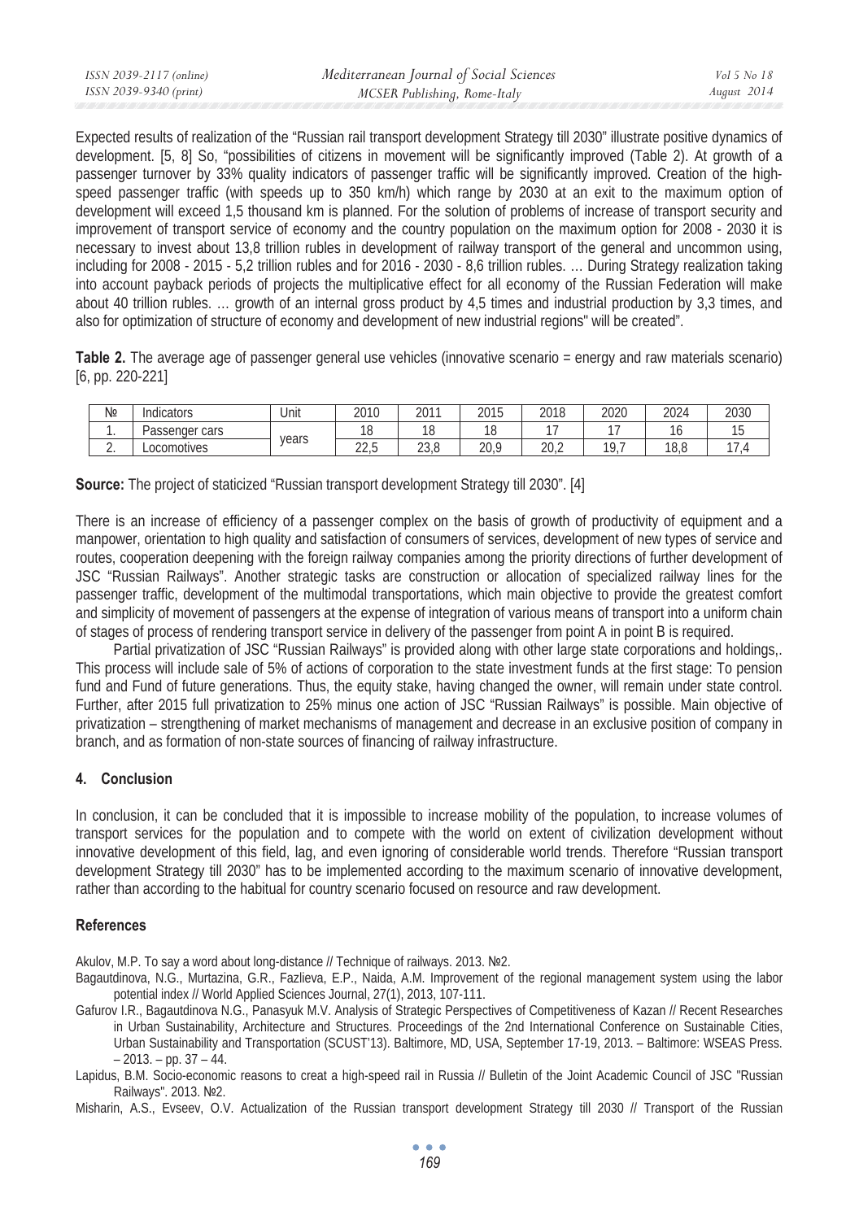Expected results of realization of the "Russian rail transport development Strategy till 2030" illustrate positive dynamics of development. [5, 8] So, "possibilities of citizens in movement will be significantly improved (Table 2). At growth of a passenger turnover by 33% quality indicators of passenger traffic will be significantly improved. Creation of the high-speed passenger traffic (with speeds up to 350 km/h) which range by 2030 at an exit to the maximum option of development will exceed 1,5 thousand km is planned. For the solution of problems of increase of transport security and improvement of transport service of economy and the country population on the maximum option for 2008 - 2030 it is necessary to invest about 13,8 trillion rubles in development of railway transport of the general and uncommon using, including for 2008 - 2015 - 5,2 trillion rubles and for 2016 - 2030 - 8,6 trillion rubles. … During Strategy realization taking into account payback periods of projects the multiplicative effect for all economy of the Russian Federation will make about 40 trillion rubles. … growth of an internal gross product by 4,5 times and industrial production by 3,3 times, and also for optimization of structure of economy and development of new industrial regions" will be created".

**Table 2.** The average age of passenger general use vehicles (innovative scenario = energy and raw materials scenario) [6, pp. 220-221]

| № | Indicators | Unit | 2010 | 2011 | 2015 | 2018 | 2020 | 2024 | 2030 |
|---|---|---|---|---|---|---|---|---|---|
| 1. | Passenger cars | years | 18 | 18 | 18 | 17 | 17 | 16 | 15 |
| 2. | Locomotives | | 22,5 | 23,8 | 20,9 | 20,2 | 19,7 | 18,8 | 17,4 |

**Source:** The project of staticized "Russian transport development Strategy till 2030". [4]

There is an increase of efficiency of a passenger complex on the basis of growth of productivity of equipment and a manpower, orientation to high quality and satisfaction of consumers of services, development of new types of service and routes, cooperation deepening with the foreign railway companies among the priority directions of further development of JSC "Russian Railways". Another strategic tasks are construction or allocation of specialized railway lines for the passenger traffic, development of the multimodal transportations, which main objective to provide the greatest comfort and simplicity of movement of passengers at the expense of integration of various means of transport into a uniform chain of stages of process of rendering transport service in delivery of the passenger from point A in point B is required.

Partial privatization of JSC "Russian Railways" is provided along with other large state corporations and holdings,. This process will include sale of 5% of actions of corporation to the state investment funds at the first stage: To pension fund and Fund of future generations. Thus, the equity stake, having changed the owner, will remain under state control. Further, after 2015 full privatization to 25% minus one action of JSC "Russian Railways" is possible. Main objective of privatization – strengthening of market mechanisms of management and decrease in an exclusive position of company in branch, and as formation of non-state sources of financing of railway infrastructure.

## 4. Conclusion

In conclusion, it can be concluded that it is impossible to increase mobility of the population, to increase volumes of transport services for the population and to compete with the world on extent of civilization development without innovative development of this field, lag, and even ignoring of considerable world trends. Therefore "Russian transport development Strategy till 2030" has to be implemented according to the maximum scenario of innovative development, rather than according to the habitual for country scenario focused on resource and raw development.

## References

Akulov, M.P. To say a word about long-distance // Technique of railways. 2013. №2.

Bagautdinova, N.G., Murtazina, G.R., Fazlieva, E.P., Naida, A.M. Improvement of the regional management system using the labor potential index // World Applied Sciences Journal, 27(1), 2013, 107-111.

Gafurov I.R., Bagautdinova N.G., Panasyuk M.V. Analysis of Strategic Perspectives of Competitiveness of Kazan // Recent Researches in Urban Sustainability, Architecture and Structures. Proceedings of the 2nd International Conference on Sustainable Cities, Urban Sustainability and Transportation (SCUST'13). Baltimore, MD, USA, September 17-19, 2013. – Baltimore: WSEAS Press. – 2013. – pp. 37 – 44.

Lapidus, B.M. Socio-economic reasons to creat a high-speed rail in Russia // Bulletin of the Joint Academic Council of JSC "Russian Railways". 2013. №2.

Misharin, A.S., Evseev, O.V. Actualization of the Russian transport development Strategy till 2030 // Transport of the Russian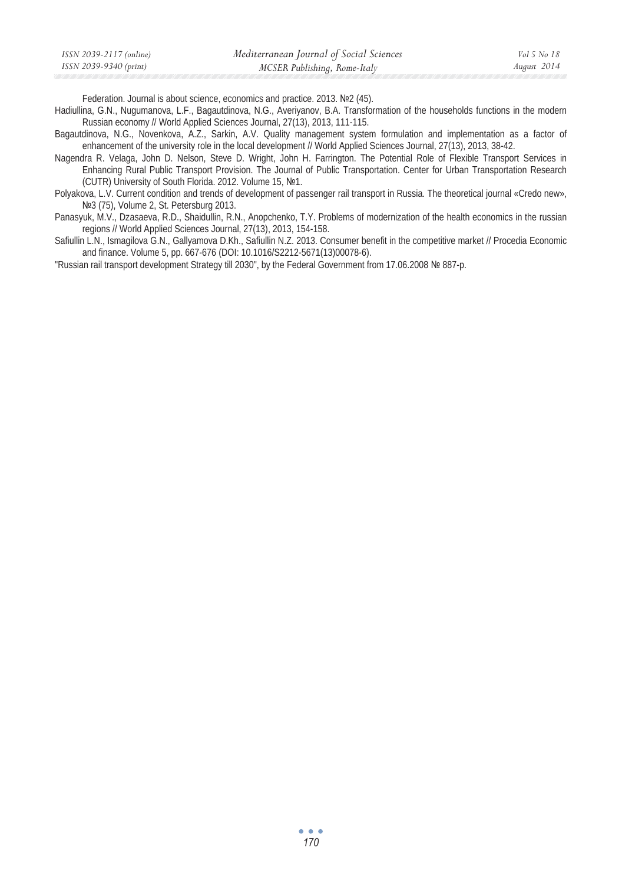Federation. Journal is about science, economics and practice. 2013. №2 (45).

Hadiullina, G.N., Nugumanova, L.F., Bagautdinova, N.G., Averiyanov, B.A. Transformation of the households functions in the modern Russian economy // World Applied Sciences Journal, 27(13), 2013, 111-115.

Bagautdinova, N.G., Novenkova, A.Z., Sarkin, A.V. Quality management system formulation and implementation as a factor of enhancement of the university role in the local development // World Applied Sciences Journal, 27(13), 2013, 38-42.

Nagendra R. Velaga, John D. Nelson, Steve D. Wright, John H. Farrington. The Potential Role of Flexible Transport Services in Enhancing Rural Public Transport Provision. The Journal of Public Transportation. Center for Urban Transportation Research (CUTR) University of South Florida. 2012. Volume 15, №1.

Polyakova, L.V. Current condition and trends of development of passenger rail transport in Russia. The theoretical journal «Credo new», №3 (75), Volume 2, St. Petersburg 2013.

Panasyuk, M.V., Dzasaeva, R.D., Shaidullin, R.N., Anopchenko, T.Y. Problems of modernization of the health economics in the russian regions // World Applied Sciences Journal, 27(13), 2013, 154-158.

Safiullin L.N., Ismagilova G.N., Gallyamova D.Kh., Safiullin N.Z. 2013. Consumer benefit in the competitive market // Procedia Economic and finance. Volume 5, pp. 667-676 (DOI: 10.1016/S2212-5671(13)00078-6).

"Russian rail transport development Strategy till 2030", by the Federal Government from 17.06.2008 № 887-р.